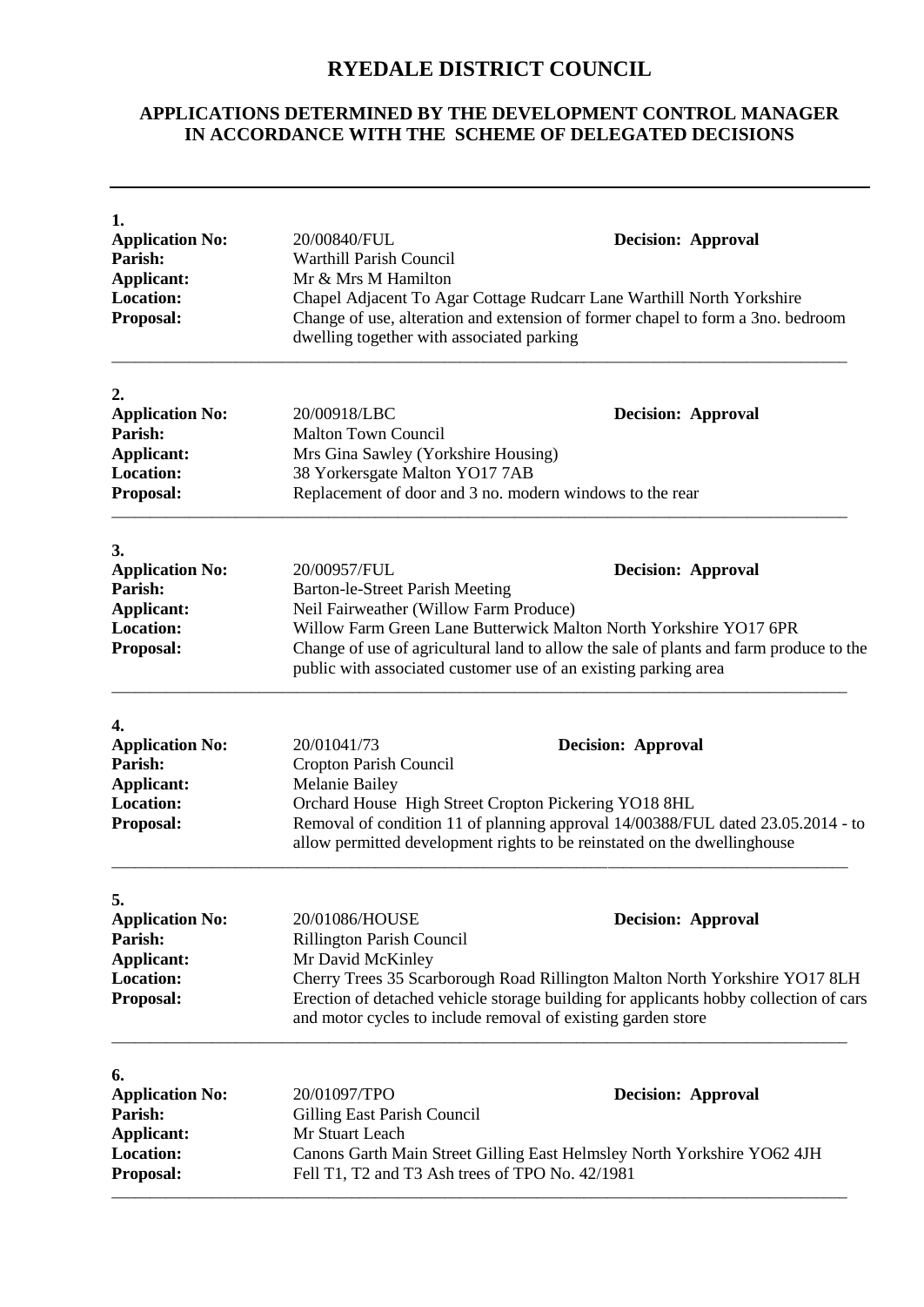# RYEDALE DISTRICT COUNCIL

## APPLICATIONS DETERMINED BY THE DEVELOPMENT CONTROL MANAGER IN ACCORDANCE WITH THE SCHEME OF DELEGATED DECISIONS

---

**1.**

**Application No:** 20/00840/FUL **Decision: Approval**
**Parish:** Warthill Parish Council
**Applicant:** Mr & Mrs M Hamilton
**Location:** Chapel Adjacent To Agar Cottage Rudcarr Lane Warthill North Yorkshire
**Proposal:** Change of use, alteration and extension of former chapel to form a 3no. bedroom dwelling together with associated parking

---

**2.**

**Application No:** 20/00918/LBC **Decision: Approval**
**Parish:** Malton Town Council
**Applicant:** Mrs Gina Sawley (Yorkshire Housing)
**Location:** 38 Yorkersgate Malton YO17 7AB
**Proposal:** Replacement of door and 3 no. modern windows to the rear

---

**3.**

**Application No:** 20/00957/FUL **Decision: Approval**
**Parish:** Barton-le-Street Parish Meeting
**Applicant:** Neil Fairweather (Willow Farm Produce)
**Location:** Willow Farm Green Lane Butterwick Malton North Yorkshire YO17 6PR
**Proposal:** Change of use of agricultural land to allow the sale of plants and farm produce to the public with associated customer use of an existing parking area

---

**4.**

**Application No:** 20/01041/73 **Decision: Approval**
**Parish:** Cropton Parish Council
**Applicant:** Melanie Bailey
**Location:** Orchard House High Street Cropton Pickering YO18 8HL
**Proposal:** Removal of condition 11 of planning approval 14/00388/FUL dated 23.05.2014 - to allow permitted development rights to be reinstated on the dwellinghouse

---

**5.**

**Application No:** 20/01086/HOUSE **Decision: Approval**
**Parish:** Rillington Parish Council
**Applicant:** Mr David McKinley
**Location:** Cherry Trees 35 Scarborough Road Rillington Malton North Yorkshire YO17 8LH
**Proposal:** Erection of detached vehicle storage building for applicants hobby collection of cars and motor cycles to include removal of existing garden store

---

**6.**

**Application No:** 20/01097/TPO **Decision: Approval**
**Parish:** Gilling East Parish Council
**Applicant:** Mr Stuart Leach
**Location:** Canons Garth Main Street Gilling East Helmsley North Yorkshire YO62 4JH
**Proposal:** Fell T1, T2 and T3 Ash trees of TPO No. 42/1981

---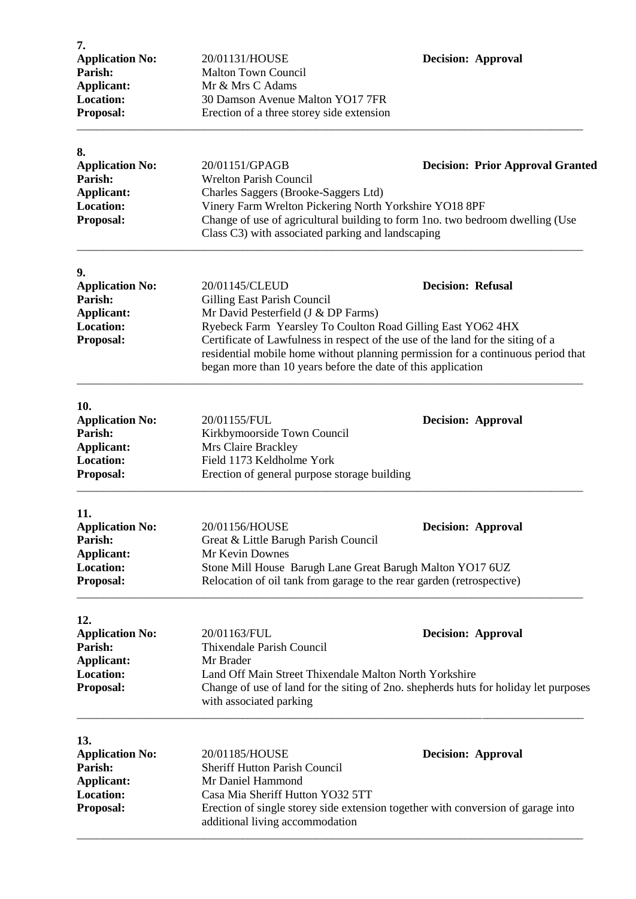**7.**

**Application No:** 20/01131/HOUSE **Decision: Approval**
**Parish:** Malton Town Council
**Applicant:** Mr & Mrs C Adams
**Location:** 30 Damson Avenue Malton YO17 7FR
**Proposal:** Erection of a three storey side extension

---

**8.**

**Application No:** 20/01151/GPAGB **Decision: Prior Approval Granted**
**Parish:** Wrelton Parish Council
**Applicant:** Charles Saggers (Brooke-Saggers Ltd)
**Location:** Vinery Farm Wrelton Pickering North Yorkshire YO18 8PF
**Proposal:** Change of use of agricultural building to form 1no. two bedroom dwelling (Use Class C3) with associated parking and landscaping

---

**9.**

**Application No:** 20/01145/CLEUD **Decision: Refusal**
**Parish:** Gilling East Parish Council
**Applicant:** Mr David Pesterfield (J & DP Farms)
**Location:** Ryebeck Farm Yearsley To Coulton Road Gilling East YO62 4HX
**Proposal:** Certificate of Lawfulness in respect of the use of the land for the siting of a residential mobile home without planning permission for a continuous period that began more than 10 years before the date of this application

---

**10.**

**Application No:** 20/01155/FUL **Decision: Approval**
**Parish:** Kirkbymoorside Town Council
**Applicant:** Mrs Claire Brackley
**Location:** Field 1173 Keldholme York
**Proposal:** Erection of general purpose storage building

---

**11.**

**Application No:** 20/01156/HOUSE **Decision: Approval**
**Parish:** Great & Little Barugh Parish Council
**Applicant:** Mr Kevin Downes
**Location:** Stone Mill House Barugh Lane Great Barugh Malton YO17 6UZ
**Proposal:** Relocation of oil tank from garage to the rear garden (retrospective)

---

**12.**

**Application No:** 20/01163/FUL **Decision: Approval**
**Parish:** Thixendale Parish Council
**Applicant:** Mr Brader
**Location:** Land Off Main Street Thixendale Malton North Yorkshire
**Proposal:** Change of use of land for the siting of 2no. shepherds huts for holiday let purposes with associated parking

---

**13.**

**Application No:** 20/01185/HOUSE **Decision: Approval**
**Parish:** Sheriff Hutton Parish Council
**Applicant:** Mr Daniel Hammond
**Location:** Casa Mia Sheriff Hutton YO32 5TT
**Proposal:** Erection of single storey side extension together with conversion of garage into additional living accommodation

---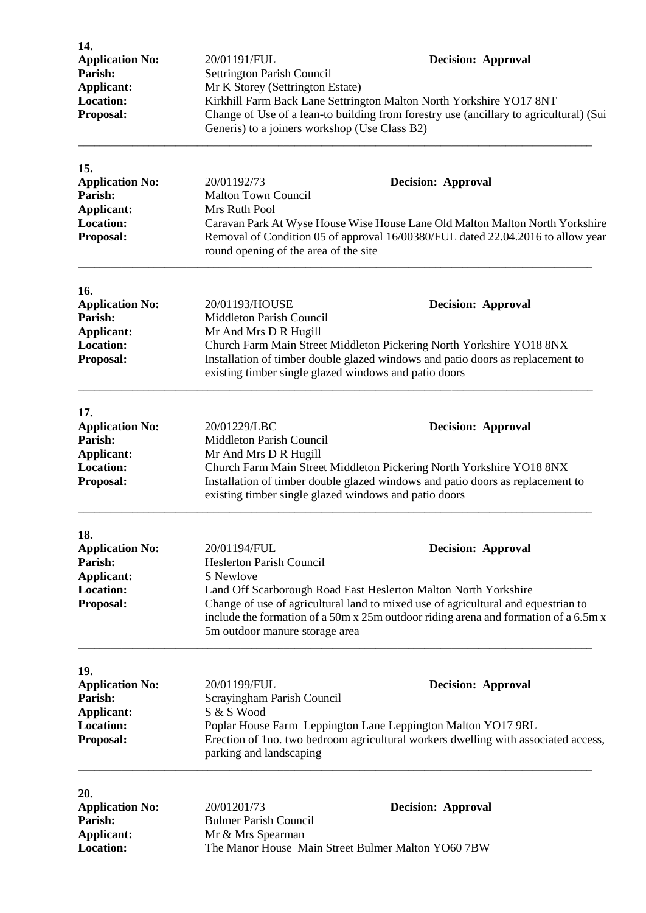**14.**

**Application No:** 20/01191/FUL **Decision: Approval**
**Parish:** Settrington Parish Council
**Applicant:** Mr K Storey (Settrington Estate)
**Location:** Kirkhill Farm Back Lane Settrington Malton North Yorkshire YO17 8NT
**Proposal:** Change of Use of a lean-to building from forestry use (ancillary to agricultural) (Sui Generis) to a joiners workshop (Use Class B2)

---

**15.**

**Application No:** 20/01192/73 **Decision: Approval**
**Parish:** Malton Town Council
**Applicant:** Mrs Ruth Pool
**Location:** Caravan Park At Wyse House Wise House Lane Old Malton Malton North Yorkshire
**Proposal:** Removal of Condition 05 of approval 16/00380/FUL dated 22.04.2016 to allow year round opening of the area of the site

---

**16.**

**Application No:** 20/01193/HOUSE **Decision: Approval**
**Parish:** Middleton Parish Council
**Applicant:** Mr And Mrs D R Hugill
**Location:** Church Farm Main Street Middleton Pickering North Yorkshire YO18 8NX
**Proposal:** Installation of timber double glazed windows and patio doors as replacement to existing timber single glazed windows and patio doors

---

**17.**

**Application No:** 20/01229/LBC **Decision: Approval**
**Parish:** Middleton Parish Council
**Applicant:** Mr And Mrs D R Hugill
**Location:** Church Farm Main Street Middleton Pickering North Yorkshire YO18 8NX
**Proposal:** Installation of timber double glazed windows and patio doors as replacement to existing timber single glazed windows and patio doors

---

**18.**

**Application No:** 20/01194/FUL **Decision: Approval**
**Parish:** Heslerton Parish Council
**Applicant:** S Newlove
**Location:** Land Off Scarborough Road East Heslerton Malton North Yorkshire
**Proposal:** Change of use of agricultural land to mixed use of agricultural and equestrian to include the formation of a 50m x 25m outdoor riding arena and formation of a 6.5m x 5m outdoor manure storage area

---

**19.**

**Application No:** 20/01199/FUL **Decision: Approval**
**Parish:** Scrayingham Parish Council
**Applicant:** S & S Wood
**Location:** Poplar House Farm Leppington Lane Leppington Malton YO17 9RL
**Proposal:** Erection of 1no. two bedroom agricultural workers dwelling with associated access, parking and landscaping

---

**20.**

**Application No:** 20/01201/73 **Decision: Approval**
**Parish:** Bulmer Parish Council
**Applicant:** Mr & Mrs Spearman
**Location:** The Manor House Main Street Bulmer Malton YO60 7BW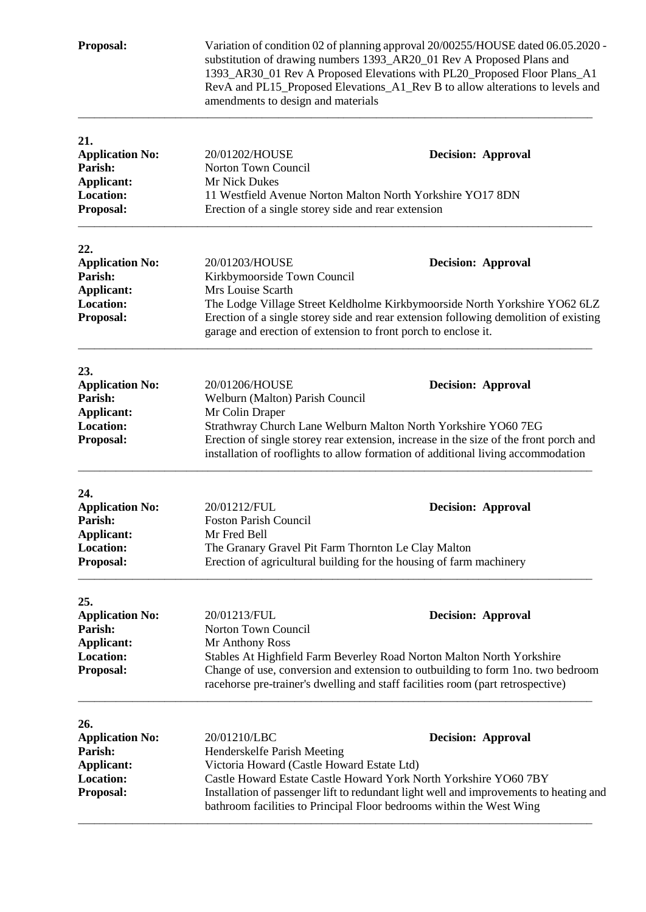**Proposal:** Variation of condition 02 of planning approval 20/00255/HOUSE dated 06.05.2020 - substitution of drawing numbers 1393_AR20_01 Rev A Proposed Plans and 1393_AR30_01 Rev A Proposed Elevations with PL20_Proposed Floor Plans_A1 RevA and PL15_Proposed Elevations_A1_Rev B to allow alterations to levels and amendments to design and materials

---

**21.**

**Application No:** 20/01202/HOUSE **Decision: Approval**
**Parish:** Norton Town Council
**Applicant:** Mr Nick Dukes
**Location:** 11 Westfield Avenue Norton Malton North Yorkshire YO17 8DN
**Proposal:** Erection of a single storey side and rear extension

---

**22.**

**Application No:** 20/01203/HOUSE **Decision: Approval**
**Parish:** Kirkbymoorside Town Council
**Applicant:** Mrs Louise Scarth
**Location:** The Lodge Village Street Keldholme Kirkbymoorside North Yorkshire YO62 6LZ
**Proposal:** Erection of a single storey side and rear extension following demolition of existing garage and erection of extension to front porch to enclose it.

---

**23.**

**Application No:** 20/01206/HOUSE **Decision: Approval**
**Parish:** Welburn (Malton) Parish Council
**Applicant:** Mr Colin Draper
**Location:** Strathwray Church Lane Welburn Malton North Yorkshire YO60 7EG
**Proposal:** Erection of single storey rear extension, increase in the size of the front porch and installation of rooflights to allow formation of additional living accommodation

---

**24.**

**Application No:** 20/01212/FUL **Decision: Approval**
**Parish:** Foston Parish Council
**Applicant:** Mr Fred Bell
**Location:** The Granary Gravel Pit Farm Thornton Le Clay Malton
**Proposal:** Erection of agricultural building for the housing of farm machinery

---

**25.**

**Application No:** 20/01213/FUL **Decision: Approval**
**Parish:** Norton Town Council
**Applicant:** Mr Anthony Ross
**Location:** Stables At Highfield Farm Beverley Road Norton Malton North Yorkshire
**Proposal:** Change of use, conversion and extension to outbuilding to form 1no. two bedroom racehorse pre-trainer's dwelling and staff facilities room (part retrospective)

---

**26.**

**Application No:** 20/01210/LBC **Decision: Approval**
**Parish:** Henderskelfe Parish Meeting
**Applicant:** Victoria Howard (Castle Howard Estate Ltd)
**Location:** Castle Howard Estate Castle Howard York North Yorkshire YO60 7BY
**Proposal:** Installation of passenger lift to redundant light well and improvements to heating and bathroom facilities to Principal Floor bedrooms within the West Wing

---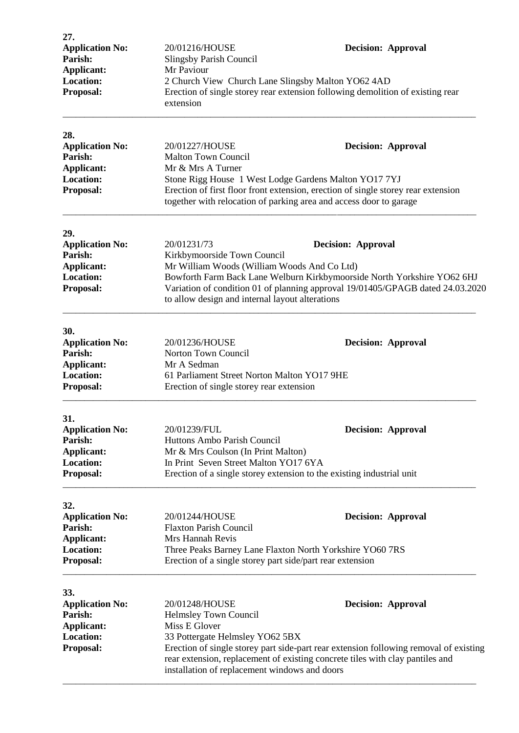**27.**

**Application No:** 20/01216/HOUSE **Decision: Approval**
**Parish:** Slingsby Parish Council
**Applicant:** Mr Paviour
**Location:** 2 Church View Church Lane Slingsby Malton YO62 4AD
**Proposal:** Erection of single storey rear extension following demolition of existing rear extension

---

**28.**

**Application No:** 20/01227/HOUSE **Decision: Approval**
**Parish:** Malton Town Council
**Applicant:** Mr & Mrs A Turner
**Location:** Stone Rigg House 1 West Lodge Gardens Malton YO17 7YJ
**Proposal:** Erection of first floor front extension, erection of single storey rear extension together with relocation of parking area and access door to garage

---

**29.**

**Application No:** 20/01231/73 **Decision: Approval**
**Parish:** Kirkbymoorside Town Council
**Applicant:** Mr William Woods (William Woods And Co Ltd)
**Location:** Bowforth Farm Back Lane Welburn Kirkbymoorside North Yorkshire YO62 6HJ
**Proposal:** Variation of condition 01 of planning approval 19/01405/GPAGB dated 24.03.2020 to allow design and internal layout alterations

---

**30.**

**Application No:** 20/01236/HOUSE **Decision: Approval**
**Parish:** Norton Town Council
**Applicant:** Mr A Sedman
**Location:** 61 Parliament Street Norton Malton YO17 9HE
**Proposal:** Erection of single storey rear extension

---

**31.**

**Application No:** 20/01239/FUL **Decision: Approval**
**Parish:** Huttons Ambo Parish Council
**Applicant:** Mr & Mrs Coulson (In Print Malton)
**Location:** In Print Seven Street Malton YO17 6YA
**Proposal:** Erection of a single storey extension to the existing industrial unit

---

**32.**

**Application No:** 20/01244/HOUSE **Decision: Approval**
**Parish:** Flaxton Parish Council
**Applicant:** Mrs Hannah Revis
**Location:** Three Peaks Barney Lane Flaxton North Yorkshire YO60 7RS
**Proposal:** Erection of a single storey part side/part rear extension

---

**33.**

**Application No:** 20/01248/HOUSE **Decision: Approval**
**Parish:** Helmsley Town Council
**Applicant:** Miss E Glover
**Location:** 33 Pottergate Helmsley YO62 5BX
**Proposal:** Erection of single storey part side-part rear extension following removal of existing rear extension, replacement of existing concrete tiles with clay pantiles and installation of replacement windows and doors

---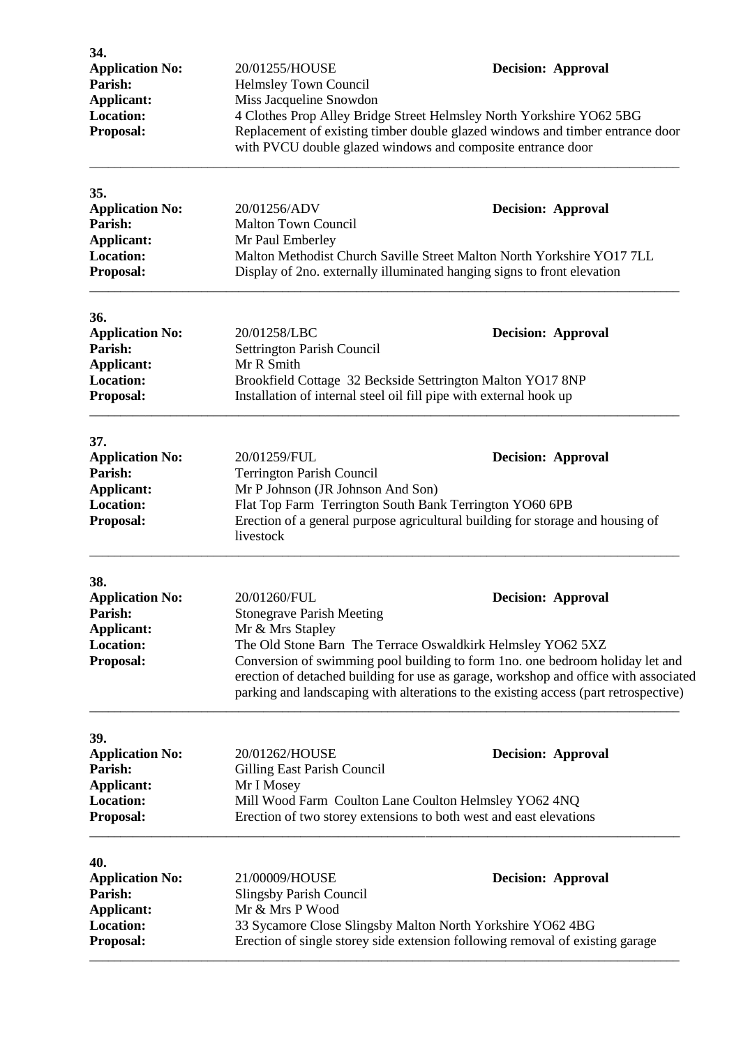**34.**

**Application No:** 20/01255/HOUSE **Decision: Approval**
**Parish:** Helmsley Town Council
**Applicant:** Miss Jacqueline Snowdon
**Location:** 4 Clothes Prop Alley Bridge Street Helmsley North Yorkshire YO62 5BG
**Proposal:** Replacement of existing timber double glazed windows and timber entrance door with PVCU double glazed windows and composite entrance door

---

**35.**

**Application No:** 20/01256/ADV **Decision: Approval**
**Parish:** Malton Town Council
**Applicant:** Mr Paul Emberley
**Location:** Malton Methodist Church Saville Street Malton North Yorkshire YO17 7LL
**Proposal:** Display of 2no. externally illuminated hanging signs to front elevation

---

**36.**

**Application No:** 20/01258/LBC **Decision: Approval**
**Parish:** Settrington Parish Council
**Applicant:** Mr R Smith
**Location:** Brookfield Cottage 32 Beckside Settrington Malton YO17 8NP
**Proposal:** Installation of internal steel oil fill pipe with external hook up

---

**37.**

**Application No:** 20/01259/FUL **Decision: Approval**
**Parish:** Terrington Parish Council
**Applicant:** Mr P Johnson (JR Johnson And Son)
**Location:** Flat Top Farm Terrington South Bank Terrington YO60 6PB
**Proposal:** Erection of a general purpose agricultural building for storage and housing of livestock

---

**38.**

**Application No:** 20/01260/FUL **Decision: Approval**
**Parish:** Stonegrave Parish Meeting
**Applicant:** Mr & Mrs Stapley
**Location:** The Old Stone Barn The Terrace Oswaldkirk Helmsley YO62 5XZ
**Proposal:** Conversion of swimming pool building to form 1no. one bedroom holiday let and erection of detached building for use as garage, workshop and office with associated parking and landscaping with alterations to the existing access (part retrospective)

---

**39.**

**Application No:** 20/01262/HOUSE **Decision: Approval**
**Parish:** Gilling East Parish Council
**Applicant:** Mr I Mosey
**Location:** Mill Wood Farm Coulton Lane Coulton Helmsley YO62 4NQ
**Proposal:** Erection of two storey extensions to both west and east elevations

---

**40.**

**Application No:** 21/00009/HOUSE **Decision: Approval**
**Parish:** Slingsby Parish Council
**Applicant:** Mr & Mrs P Wood
**Location:** 33 Sycamore Close Slingsby Malton North Yorkshire YO62 4BG
**Proposal:** Erection of single storey side extension following removal of existing garage

---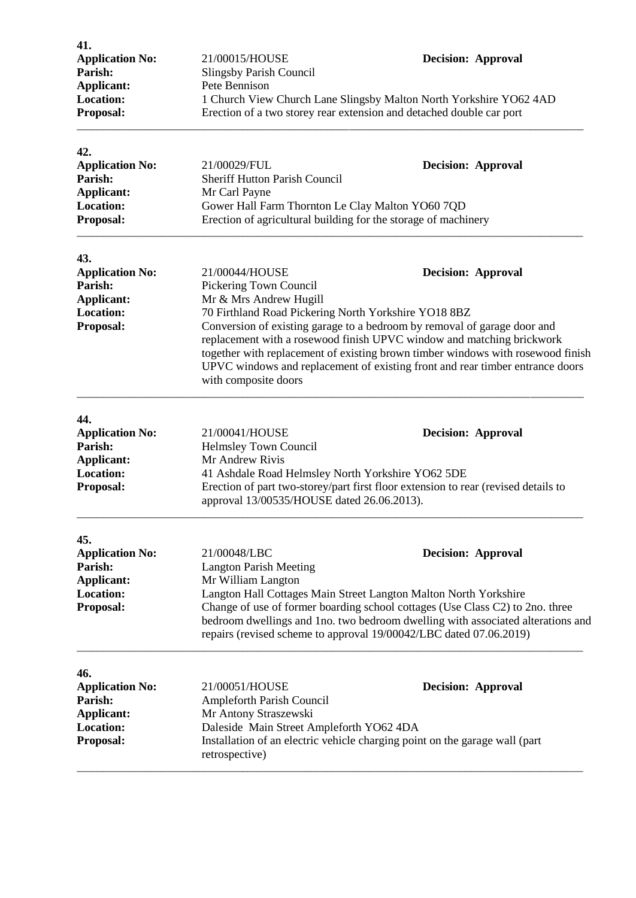**41.**

**Application No:** 21/00015/HOUSE **Decision: Approval**
**Parish:** Slingsby Parish Council
**Applicant:** Pete Bennison
**Location:** 1 Church View Church Lane Slingsby Malton North Yorkshire YO62 4AD
**Proposal:** Erection of a two storey rear extension and detached double car port

---

**42.**

**Application No:** 21/00029/FUL **Decision: Approval**
**Parish:** Sheriff Hutton Parish Council
**Applicant:** Mr Carl Payne
**Location:** Gower Hall Farm Thornton Le Clay Malton YO60 7QD
**Proposal:** Erection of agricultural building for the storage of machinery

---

**43.**

**Application No:** 21/00044/HOUSE **Decision: Approval**
**Parish:** Pickering Town Council
**Applicant:** Mr & Mrs Andrew Hugill
**Location:** 70 Firthland Road Pickering North Yorkshire YO18 8BZ
**Proposal:** Conversion of existing garage to a bedroom by removal of garage door and replacement with a rosewood finish UPVC window and matching brickwork together with replacement of existing brown timber windows with rosewood finish UPVC windows and replacement of existing front and rear timber entrance doors with composite doors

---

**44.**

**Application No:** 21/00041/HOUSE **Decision: Approval**
**Parish:** Helmsley Town Council
**Applicant:** Mr Andrew Rivis
**Location:** 41 Ashdale Road Helmsley North Yorkshire YO62 5DE
**Proposal:** Erection of part two-storey/part first floor extension to rear (revised details to approval 13/00535/HOUSE dated 26.06.2013).

---

**45.**

**Application No:** 21/00048/LBC **Decision: Approval**
**Parish:** Langton Parish Meeting
**Applicant:** Mr William Langton
**Location:** Langton Hall Cottages Main Street Langton Malton North Yorkshire
**Proposal:** Change of use of former boarding school cottages (Use Class C2) to 2no. three bedroom dwellings and 1no. two bedroom dwelling with associated alterations and repairs (revised scheme to approval 19/00042/LBC dated 07.06.2019)

---

**46.**

**Application No:** 21/00051/HOUSE **Decision: Approval**
**Parish:** Ampleforth Parish Council
**Applicant:** Mr Antony Straszewski
**Location:** Daleside Main Street Ampleforth YO62 4DA
**Proposal:** Installation of an electric vehicle charging point on the garage wall (part retrospective)

---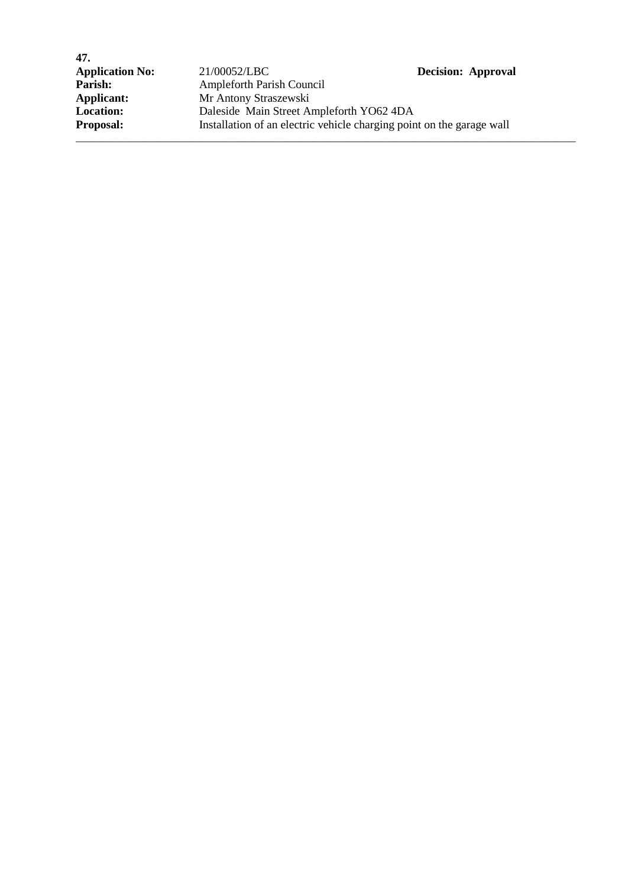**47.**

**Application No:** 21/00052/LBC **Decision: Approval**
**Parish:** Ampleforth Parish Council
**Applicant:** Mr Antony Straszewski
**Location:** Daleside Main Street Ampleforth YO62 4DA
**Proposal:** Installation of an electric vehicle charging point on the garage wall

---